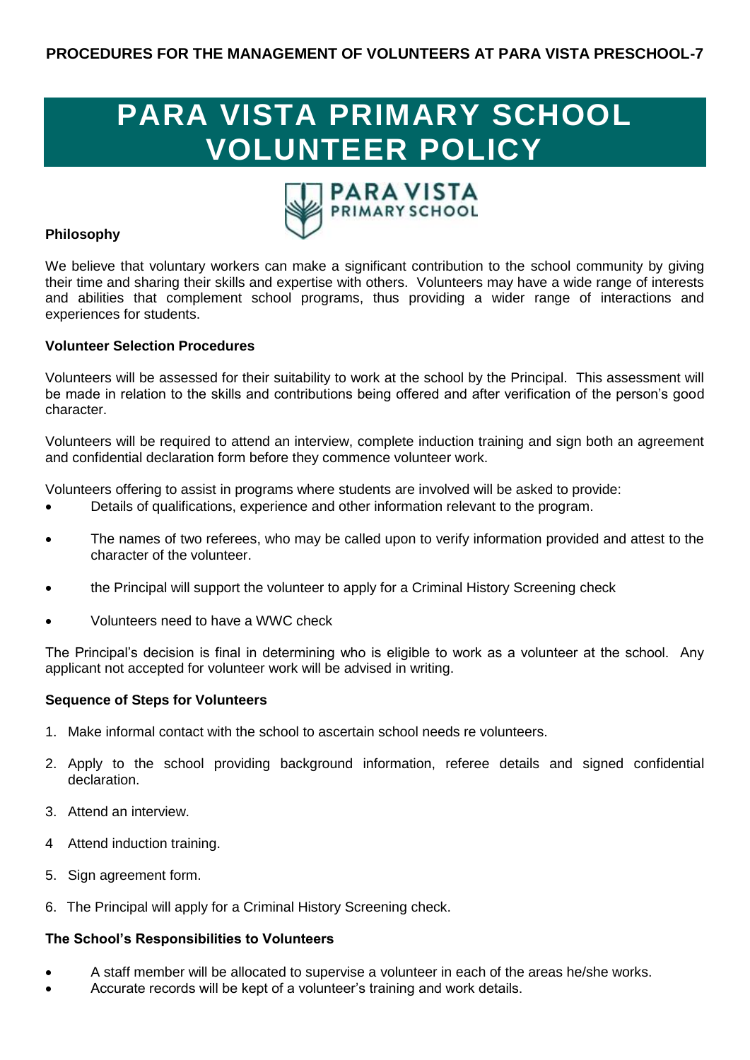**PROCEDURES FOR THE MANAGEMENT OF VOLUNTEERS AT PARA VISTA PRESCHOOL-7**

# PARA VISTA PRIMARY SCHOOL VOLUNTEER POLICY

PARA VISTA
PRIMARY SCHOOL

**Philosophy**

We believe that voluntary workers can make a significant contribution to the school community by giving their time and sharing their skills and expertise with others. Volunteers may have a wide range of interests and abilities that complement school programs, thus providing a wider range of interactions and experiences for students.

**Volunteer Selection Procedures**

Volunteers will be assessed for their suitability to work at the school by the Principal. This assessment will be made in relation to the skills and contributions being offered and after verification of the person's good character.

Volunteers will be required to attend an interview, complete induction training and sign both an agreement and confidential declaration form before they commence volunteer work.

Volunteers offering to assist in programs where students are involved will be asked to provide:

- Details of qualifications, experience and other information relevant to the program.
- The names of two referees, who may be called upon to verify information provided and attest to the character of the volunteer.
- the Principal will support the volunteer to apply for a Criminal History Screening check
- Volunteers need to have a WWC check

The Principal's decision is final in determining who is eligible to work as a volunteer at the school. Any applicant not accepted for volunteer work will be advised in writing.

**Sequence of Steps for Volunteers**

1. Make informal contact with the school to ascertain school needs re volunteers.
2. Apply to the school providing background information, referee details and signed confidential declaration.
3. Attend an interview.
4. Attend induction training.
5. Sign agreement form.
6. The Principal will apply for a Criminal History Screening check.

**The School's Responsibilities to Volunteers**

- A staff member will be allocated to supervise a volunteer in each of the areas he/she works.
- Accurate records will be kept of a volunteer's training and work details.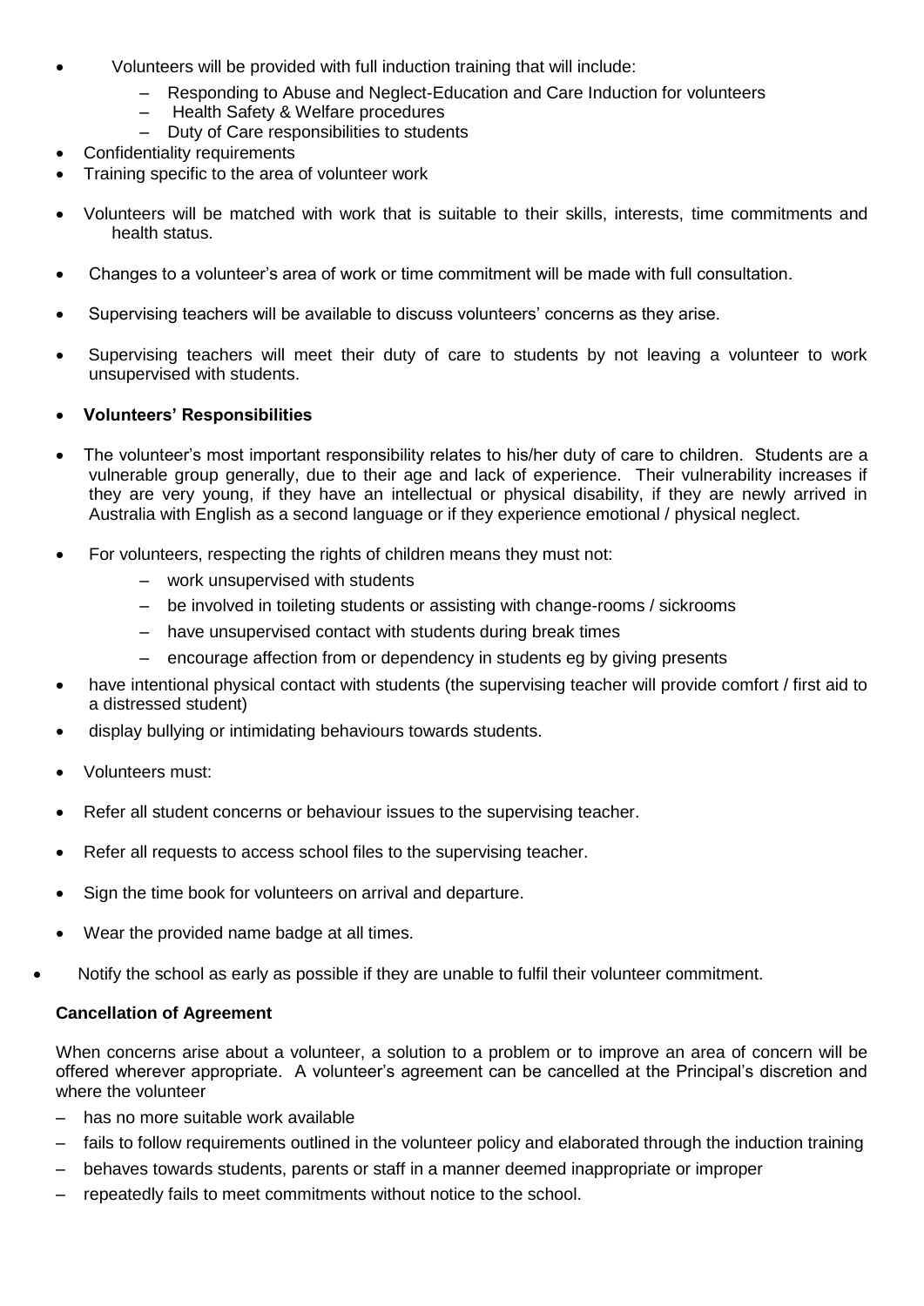- Volunteers will be provided with full induction training that will include:
  - Responding to Abuse and Neglect-Education and Care Induction for volunteers
  - Health Safety & Welfare procedures
  - Duty of Care responsibilities to students
- Confidentiality requirements
- Training specific to the area of volunteer work
- Volunteers will be matched with work that is suitable to their skills, interests, time commitments and health status.
- Changes to a volunteer's area of work or time commitment will be made with full consultation.
- Supervising teachers will be available to discuss volunteers' concerns as they arise.
- Supervising teachers will meet their duty of care to students by not leaving a volunteer to work unsupervised with students.
- **Volunteers' Responsibilities**
- The volunteer's most important responsibility relates to his/her duty of care to children. Students are a vulnerable group generally, due to their age and lack of experience. Their vulnerability increases if they are very young, if they have an intellectual or physical disability, if they are newly arrived in Australia with English as a second language or if they experience emotional / physical neglect.
- For volunteers, respecting the rights of children means they must not:
  - work unsupervised with students
  - be involved in toileting students or assisting with change-rooms / sickrooms
  - have unsupervised contact with students during break times
  - encourage affection from or dependency in students eg by giving presents
- have intentional physical contact with students (the supervising teacher will provide comfort / first aid to a distressed student)
- display bullying or intimidating behaviours towards students.
- Volunteers must:
- Refer all student concerns or behaviour issues to the supervising teacher.
- Refer all requests to access school files to the supervising teacher.
- Sign the time book for volunteers on arrival and departure.
- Wear the provided name badge at all times.
- Notify the school as early as possible if they are unable to fulfil their volunteer commitment.

**Cancellation of Agreement**

When concerns arise about a volunteer, a solution to a problem or to improve an area of concern will be offered wherever appropriate. A volunteer's agreement can be cancelled at the Principal's discretion and where the volunteer

- has no more suitable work available
- fails to follow requirements outlined in the volunteer policy and elaborated through the induction training
- behaves towards students, parents or staff in a manner deemed inappropriate or improper
- repeatedly fails to meet commitments without notice to the school.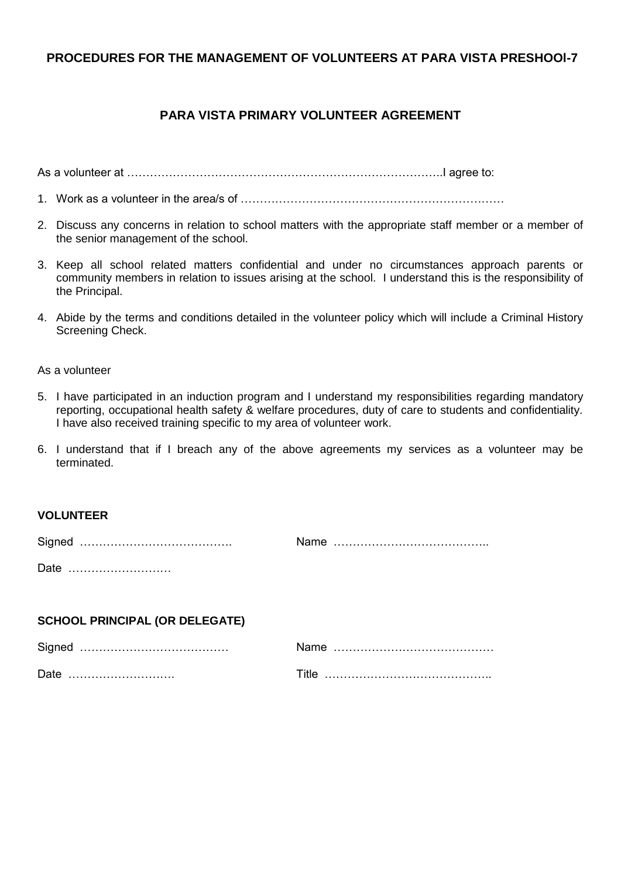**PROCEDURES FOR THE MANAGEMENT OF VOLUNTEERS AT PARA VISTA PRESHOOl-7**

## PARA VISTA PRIMARY VOLUNTEER AGREEMENT

As a volunteer at ………………………………………………………………………..I agree to:

1. Work as a volunteer in the area/s of ……………………………………………………………
2. Discuss any concerns in relation to school matters with the appropriate staff member or a member of the senior management of the school.
3. Keep all school related matters confidential and under no circumstances approach parents or community members in relation to issues arising at the school. I understand this is the responsibility of the Principal.
4. Abide by the terms and conditions detailed in the volunteer policy which will include a Criminal History Screening Check.

As a volunteer

5. I have participated in an induction program and I understand my responsibilities regarding mandatory reporting, occupational health safety & welfare procedures, duty of care to students and confidentiality. I have also received training specific to my area of volunteer work.
6. I understand that if I breach any of the above agreements my services as a volunteer may be terminated.

**VOLUNTEER**

Signed …………………………………. Name …………………………………..

Date ………………………

**SCHOOL PRINCIPAL (OR DELEGATE)**

Signed ………………………………… Name ……………………………………

Date ………………………. Title ……………………………………..